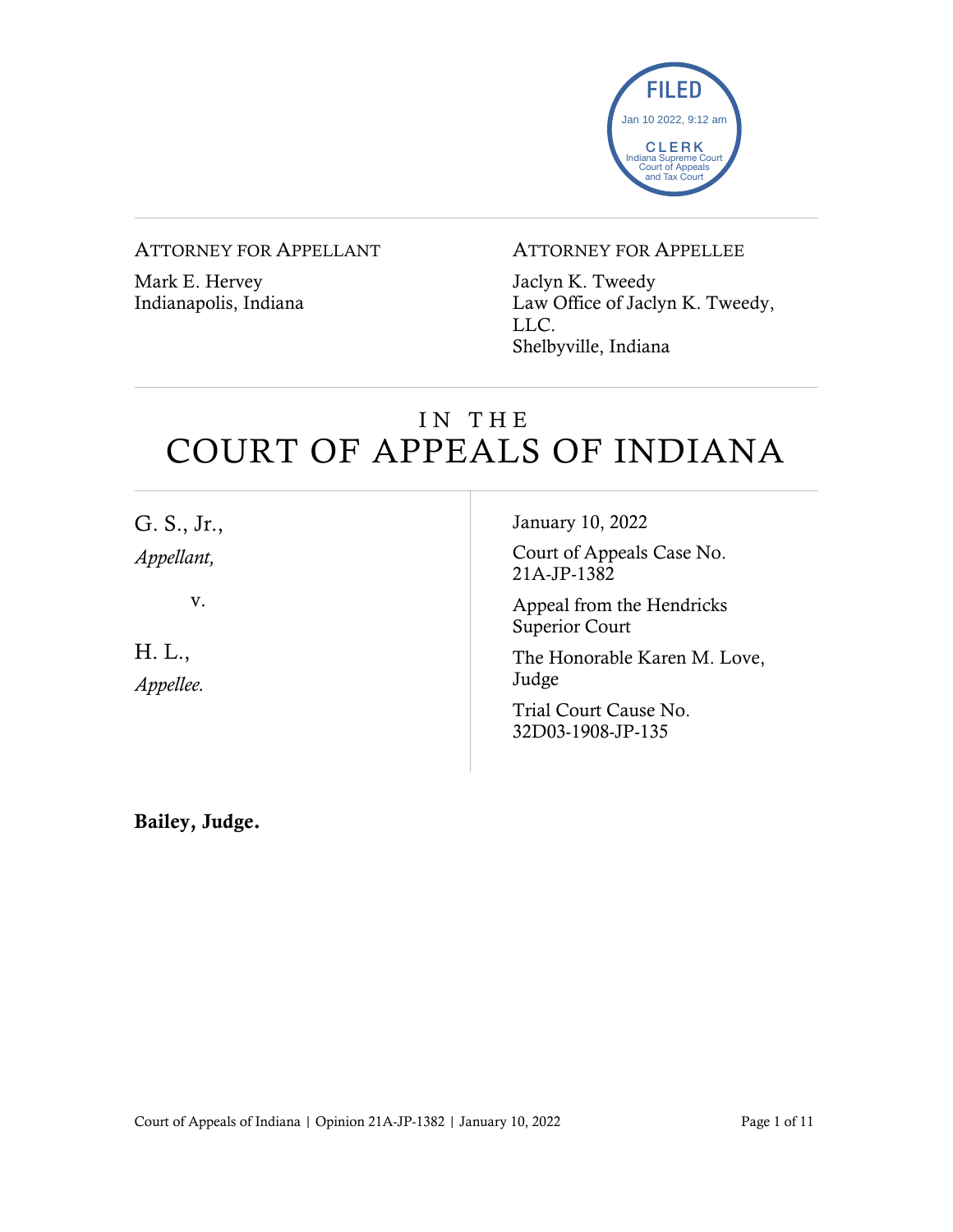FILED
Jan 10 2022, 9:12 am
CLERK
Indiana Supreme Court
Court of Appeals
and Tax Court

ATTORNEY FOR APPELLANT

Mark E. Hervey
Indianapolis, Indiana

ATTORNEY FOR APPELLEE

Jaclyn K. Tweedy
Law Office of Jaclyn K. Tweedy, LLC.
Shelbyville, Indiana

# IN THE COURT OF APPEALS OF INDIANA

G. S., Jr.,
*Appellant,*

v.

H. L.,
*Appellee.*

January 10, 2022

Court of Appeals Case No. 21A-JP-1382

Appeal from the Hendricks Superior Court

The Honorable Karen M. Love, Judge

Trial Court Cause No. 32D03-1908-JP-135

**Bailey, Judge.**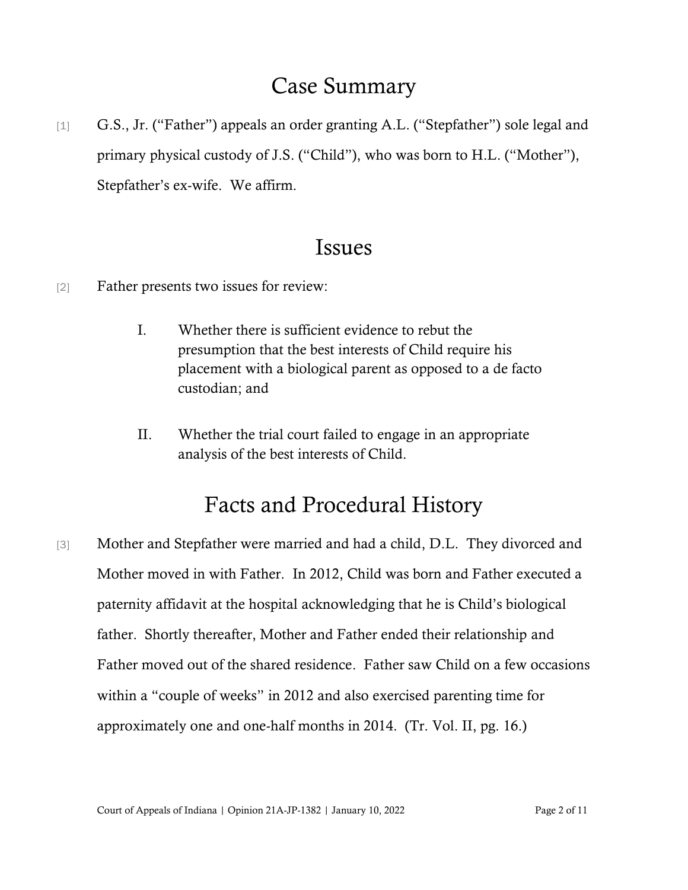# Case Summary

[1] G.S., Jr. ("Father") appeals an order granting A.L. ("Stepfather") sole legal and primary physical custody of J.S. ("Child"), who was born to H.L. ("Mother"), Stepfather's ex-wife. We affirm.

# Issues

[2] Father presents two issues for review:

> I. Whether there is sufficient evidence to rebut the presumption that the best interests of Child require his placement with a biological parent as opposed to a de facto custodian; and
>
> II. Whether the trial court failed to engage in an appropriate analysis of the best interests of Child.

# Facts and Procedural History

[3] Mother and Stepfather were married and had a child, D.L. They divorced and Mother moved in with Father. In 2012, Child was born and Father executed a paternity affidavit at the hospital acknowledging that he is Child's biological father. Shortly thereafter, Mother and Father ended their relationship and Father moved out of the shared residence. Father saw Child on a few occasions within a "couple of weeks" in 2012 and also exercised parenting time for approximately one and one-half months in 2014. (Tr. Vol. II, pg. 16.)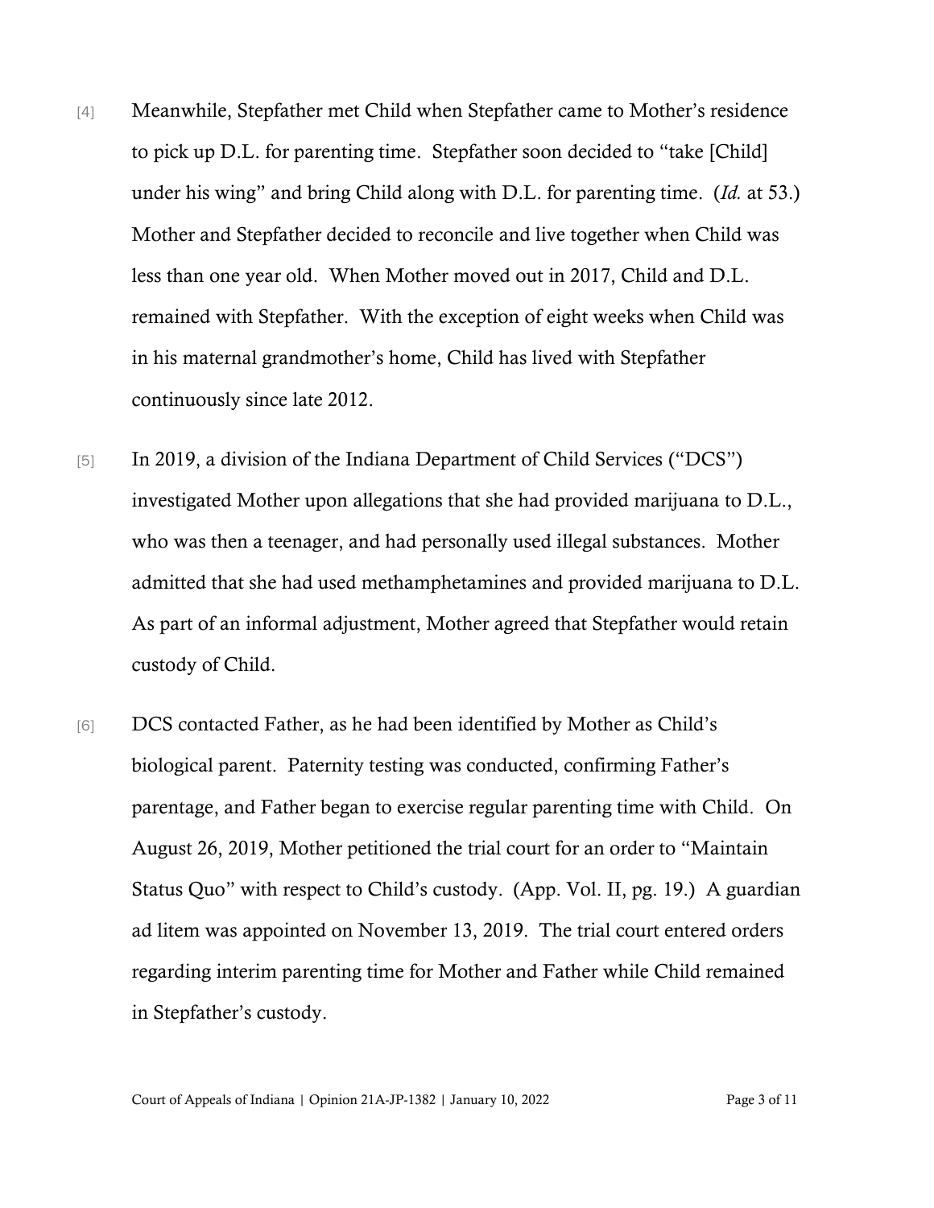[4] Meanwhile, Stepfather met Child when Stepfather came to Mother's residence to pick up D.L. for parenting time. Stepfather soon decided to "take [Child] under his wing" and bring Child along with D.L. for parenting time. (*Id.* at 53.) Mother and Stepfather decided to reconcile and live together when Child was less than one year old. When Mother moved out in 2017, Child and D.L. remained with Stepfather. With the exception of eight weeks when Child was in his maternal grandmother's home, Child has lived with Stepfather continuously since late 2012.

[5] In 2019, a division of the Indiana Department of Child Services ("DCS") investigated Mother upon allegations that she had provided marijuana to D.L., who was then a teenager, and had personally used illegal substances. Mother admitted that she had used methamphetamines and provided marijuana to D.L. As part of an informal adjustment, Mother agreed that Stepfather would retain custody of Child.

[6] DCS contacted Father, as he had been identified by Mother as Child's biological parent. Paternity testing was conducted, confirming Father's parentage, and Father began to exercise regular parenting time with Child. On August 26, 2019, Mother petitioned the trial court for an order to "Maintain Status Quo" with respect to Child's custody. (App. Vol. II, pg. 19.) A guardian ad litem was appointed on November 13, 2019. The trial court entered orders regarding interim parenting time for Mother and Father while Child remained in Stepfather's custody.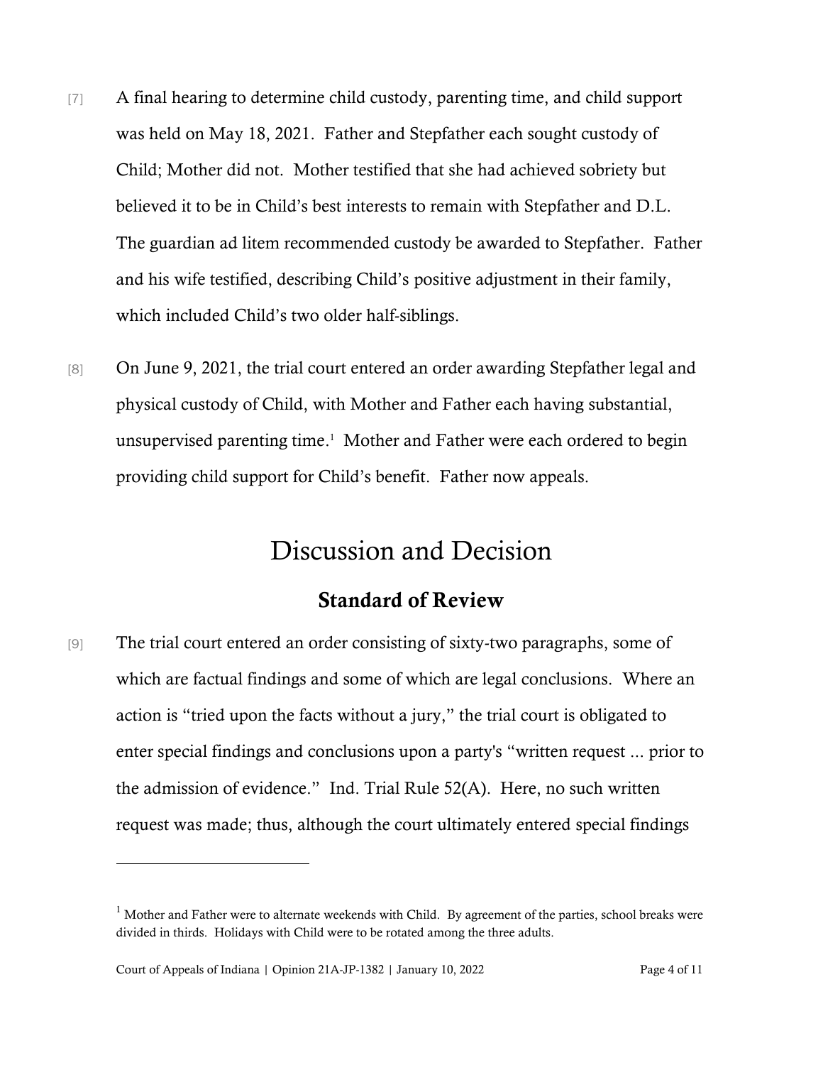[7] A final hearing to determine child custody, parenting time, and child support was held on May 18, 2021. Father and Stepfather each sought custody of Child; Mother did not. Mother testified that she had achieved sobriety but believed it to be in Child's best interests to remain with Stepfather and D.L. The guardian ad litem recommended custody be awarded to Stepfather. Father and his wife testified, describing Child's positive adjustment in their family, which included Child's two older half-siblings.

[8] On June 9, 2021, the trial court entered an order awarding Stepfather legal and physical custody of Child, with Mother and Father each having substantial, unsupervised parenting time.[1] Mother and Father were each ordered to begin providing child support for Child's benefit. Father now appeals.

# Discussion and Decision

## Standard of Review

[9] The trial court entered an order consisting of sixty-two paragraphs, some of which are factual findings and some of which are legal conclusions. Where an action is "tried upon the facts without a jury," the trial court is obligated to enter special findings and conclusions upon a party's "written request ... prior to the admission of evidence." Ind. Trial Rule 52(A). Here, no such written request was made; thus, although the court ultimately entered special findings

---

[1] Mother and Father were to alternate weekends with Child. By agreement of the parties, school breaks were divided in thirds. Holidays with Child were to be rotated among the three adults.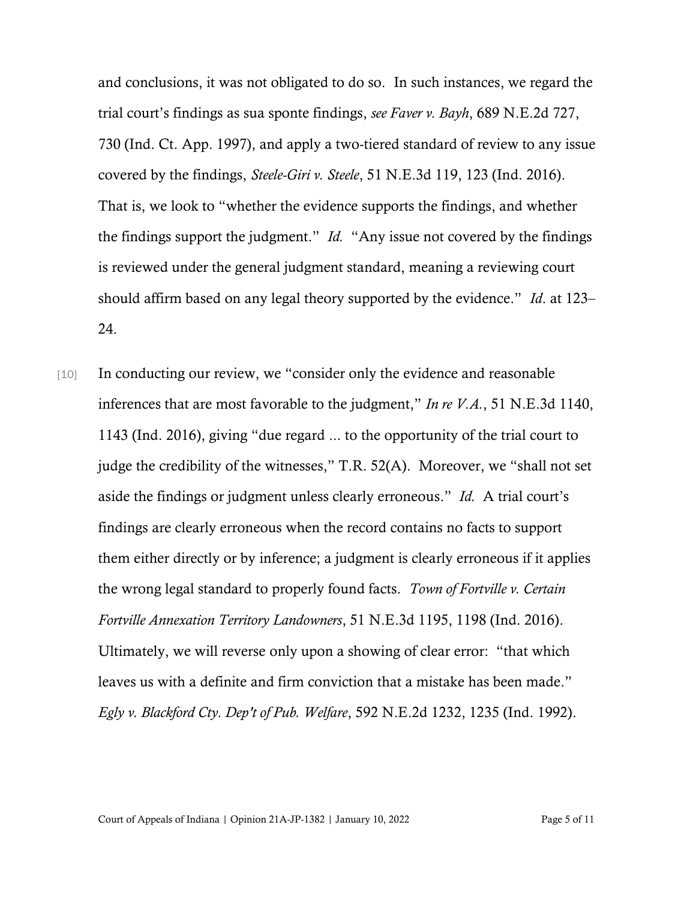and conclusions, it was not obligated to do so. In such instances, we regard the trial court's findings as sua sponte findings, *see Faver v. Bayh*, 689 N.E.2d 727, 730 (Ind. Ct. App. 1997), and apply a two-tiered standard of review to any issue covered by the findings, *Steele-Giri v. Steele*, 51 N.E.3d 119, 123 (Ind. 2016). That is, we look to "whether the evidence supports the findings, and whether the findings support the judgment." *Id.* "Any issue not covered by the findings is reviewed under the general judgment standard, meaning a reviewing court should affirm based on any legal theory supported by the evidence." *Id*. at 123–24.

[10] In conducting our review, we "consider only the evidence and reasonable inferences that are most favorable to the judgment," *In re V.A.*, 51 N.E.3d 1140, 1143 (Ind. 2016), giving "due regard ... to the opportunity of the trial court to judge the credibility of the witnesses," T.R. 52(A). Moreover, we "shall not set aside the findings or judgment unless clearly erroneous." *Id.* A trial court's findings are clearly erroneous when the record contains no facts to support them either directly or by inference; a judgment is clearly erroneous if it applies the wrong legal standard to properly found facts. *Town of Fortville v. Certain Fortville Annexation Territory Landowners*, 51 N.E.3d 1195, 1198 (Ind. 2016). Ultimately, we will reverse only upon a showing of clear error: "that which leaves us with a definite and firm conviction that a mistake has been made." *Egly v. Blackford Cty. Dep't of Pub. Welfare*, 592 N.E.2d 1232, 1235 (Ind. 1992).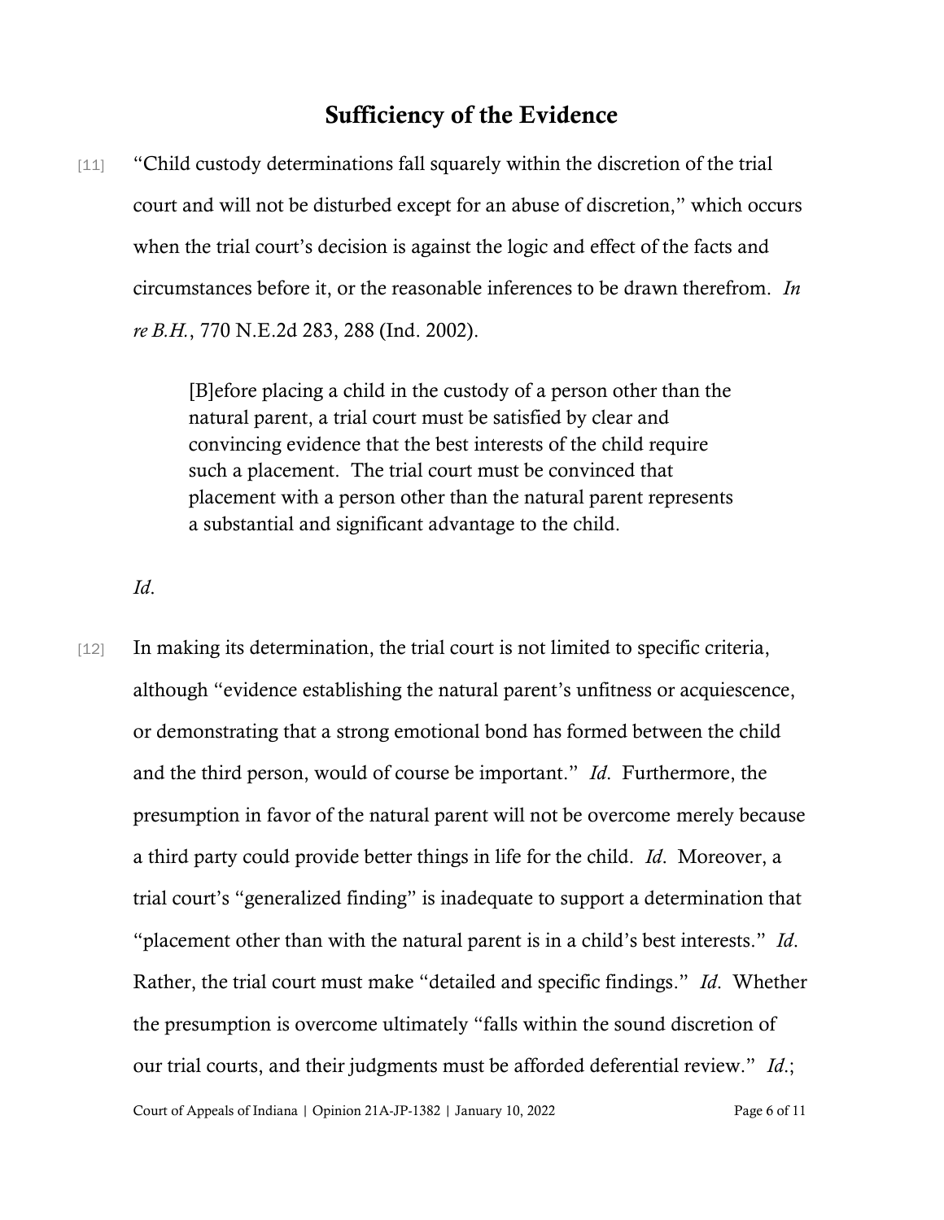## Sufficiency of the Evidence

[11] "Child custody determinations fall squarely within the discretion of the trial court and will not be disturbed except for an abuse of discretion," which occurs when the trial court's decision is against the logic and effect of the facts and circumstances before it, or the reasonable inferences to be drawn therefrom. *In re B.H.*, 770 N.E.2d 283, 288 (Ind. 2002).

> [B]efore placing a child in the custody of a person other than the natural parent, a trial court must be satisfied by clear and convincing evidence that the best interests of the child require such a placement. The trial court must be convinced that placement with a person other than the natural parent represents a substantial and significant advantage to the child.

*Id*.

[12] In making its determination, the trial court is not limited to specific criteria, although "evidence establishing the natural parent's unfitness or acquiescence, or demonstrating that a strong emotional bond has formed between the child and the third person, would of course be important." *Id*. Furthermore, the presumption in favor of the natural parent will not be overcome merely because a third party could provide better things in life for the child. *Id*. Moreover, a trial court's "generalized finding" is inadequate to support a determination that "placement other than with the natural parent is in a child's best interests." *Id*. Rather, the trial court must make "detailed and specific findings." *Id*. Whether the presumption is overcome ultimately "falls within the sound discretion of our trial courts, and their judgments must be afforded deferential review." *Id*.;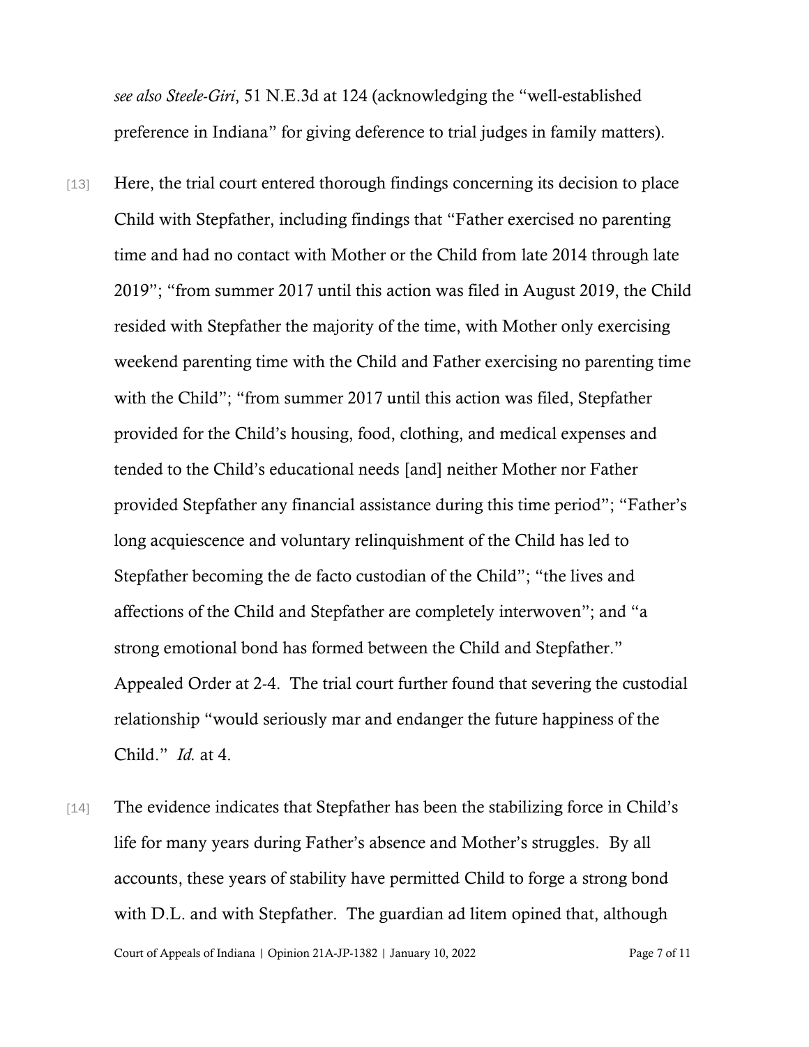*see also Steele-Giri*, 51 N.E.3d at 124 (acknowledging the "well-established preference in Indiana" for giving deference to trial judges in family matters).

[13] Here, the trial court entered thorough findings concerning its decision to place Child with Stepfather, including findings that "Father exercised no parenting time and had no contact with Mother or the Child from late 2014 through late 2019"; "from summer 2017 until this action was filed in August 2019, the Child resided with Stepfather the majority of the time, with Mother only exercising weekend parenting time with the Child and Father exercising no parenting time with the Child"; "from summer 2017 until this action was filed, Stepfather provided for the Child's housing, food, clothing, and medical expenses and tended to the Child's educational needs [and] neither Mother nor Father provided Stepfather any financial assistance during this time period"; "Father's long acquiescence and voluntary relinquishment of the Child has led to Stepfather becoming the de facto custodian of the Child"; "the lives and affections of the Child and Stepfather are completely interwoven"; and "a strong emotional bond has formed between the Child and Stepfather." Appealed Order at 2-4. The trial court further found that severing the custodial relationship "would seriously mar and endanger the future happiness of the Child." *Id.* at 4.

[14] The evidence indicates that Stepfather has been the stabilizing force in Child's life for many years during Father's absence and Mother's struggles. By all accounts, these years of stability have permitted Child to forge a strong bond with D.L. and with Stepfather. The guardian ad litem opined that, although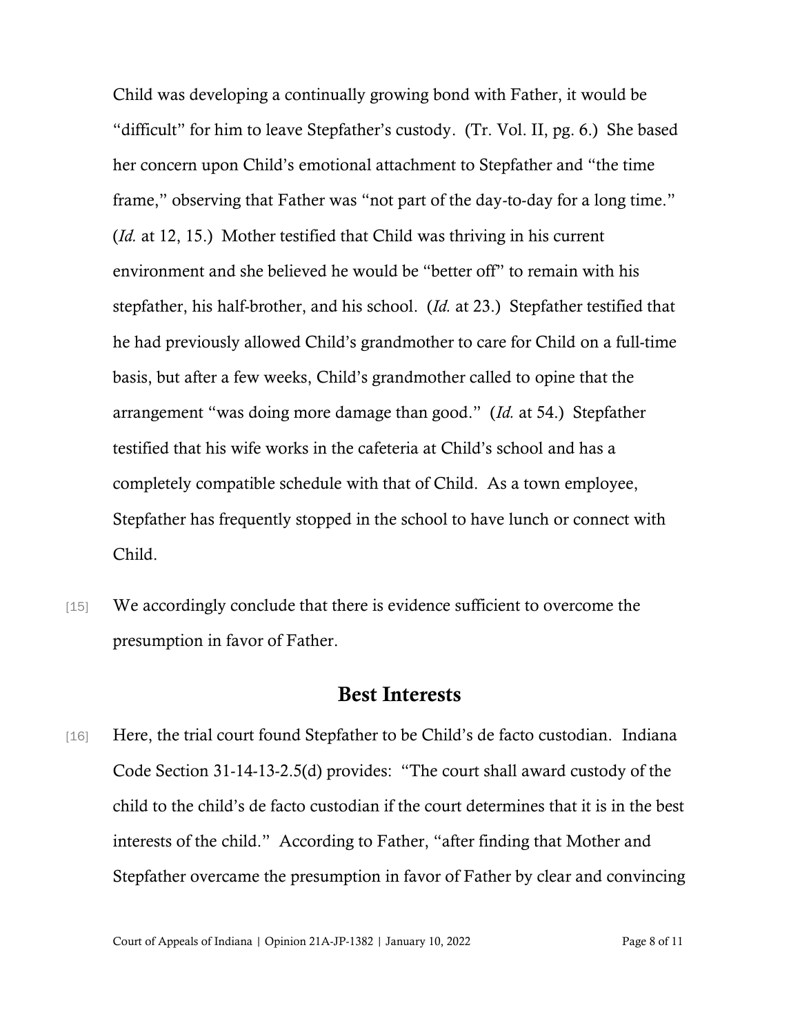Child was developing a continually growing bond with Father, it would be "difficult" for him to leave Stepfather's custody. (Tr. Vol. II, pg. 6.) She based her concern upon Child's emotional attachment to Stepfather and "the time frame," observing that Father was "not part of the day-to-day for a long time." (*Id.* at 12, 15.) Mother testified that Child was thriving in his current environment and she believed he would be "better off" to remain with his stepfather, his half-brother, and his school. (*Id.* at 23.) Stepfather testified that he had previously allowed Child's grandmother to care for Child on a full-time basis, but after a few weeks, Child's grandmother called to opine that the arrangement "was doing more damage than good." (*Id.* at 54.) Stepfather testified that his wife works in the cafeteria at Child's school and has a completely compatible schedule with that of Child. As a town employee, Stepfather has frequently stopped in the school to have lunch or connect with Child.

[15] We accordingly conclude that there is evidence sufficient to overcome the presumption in favor of Father.

## Best Interests

[16] Here, the trial court found Stepfather to be Child's de facto custodian. Indiana Code Section 31-14-13-2.5(d) provides: "The court shall award custody of the child to the child's de facto custodian if the court determines that it is in the best interests of the child." According to Father, "after finding that Mother and Stepfather overcame the presumption in favor of Father by clear and convincing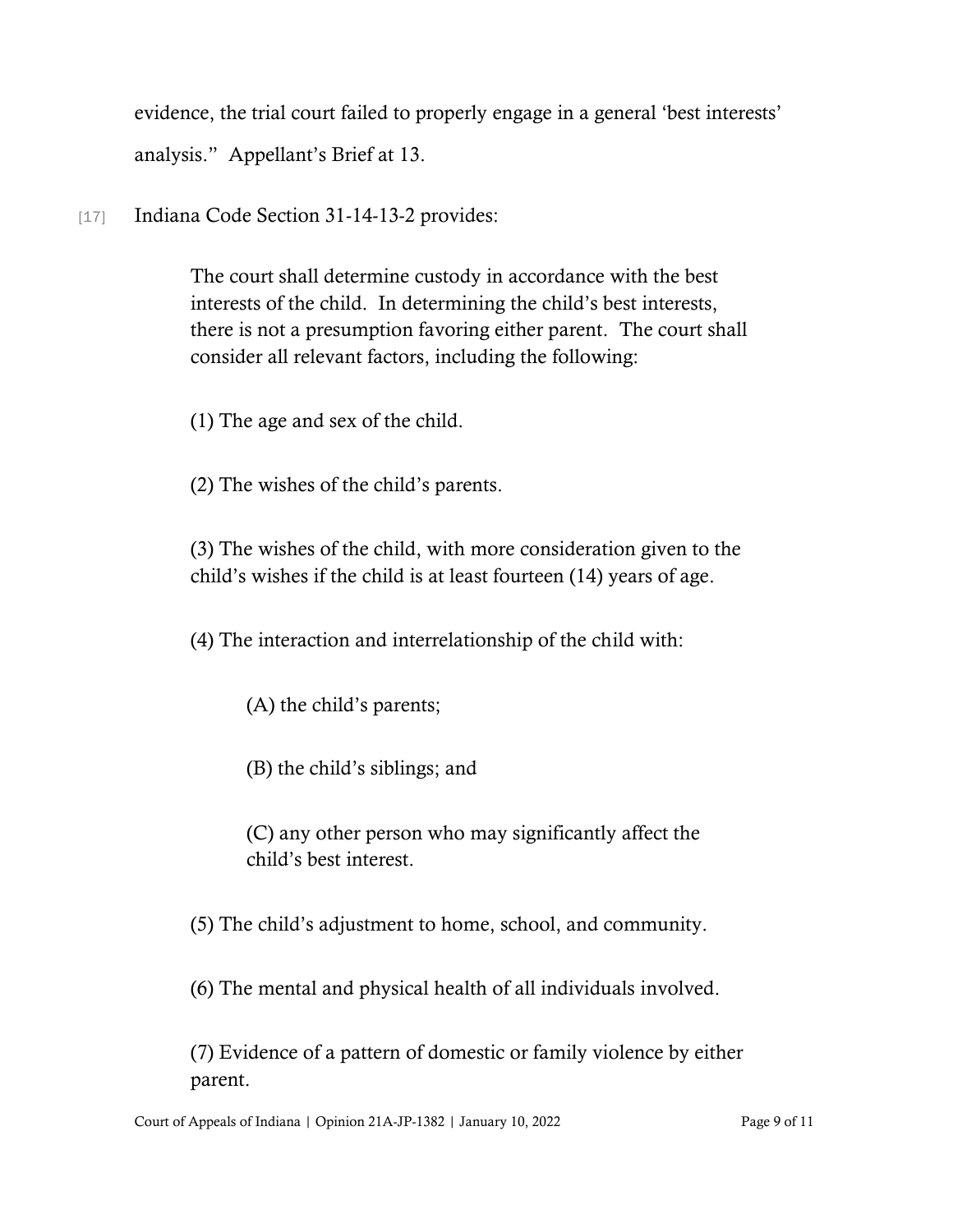evidence, the trial court failed to properly engage in a general 'best interests' analysis." Appellant's Brief at 13.

[17] Indiana Code Section 31-14-13-2 provides:

> The court shall determine custody in accordance with the best interests of the child. In determining the child's best interests, there is not a presumption favoring either parent. The court shall consider all relevant factors, including the following:
>
> (1) The age and sex of the child.
>
> (2) The wishes of the child's parents.
>
> (3) The wishes of the child, with more consideration given to the child's wishes if the child is at least fourteen (14) years of age.
>
> (4) The interaction and interrelationship of the child with:
>
> > (A) the child's parents;
> >
> > (B) the child's siblings; and
> >
> > (C) any other person who may significantly affect the child's best interest.
>
> (5) The child's adjustment to home, school, and community.
>
> (6) The mental and physical health of all individuals involved.
>
> (7) Evidence of a pattern of domestic or family violence by either parent.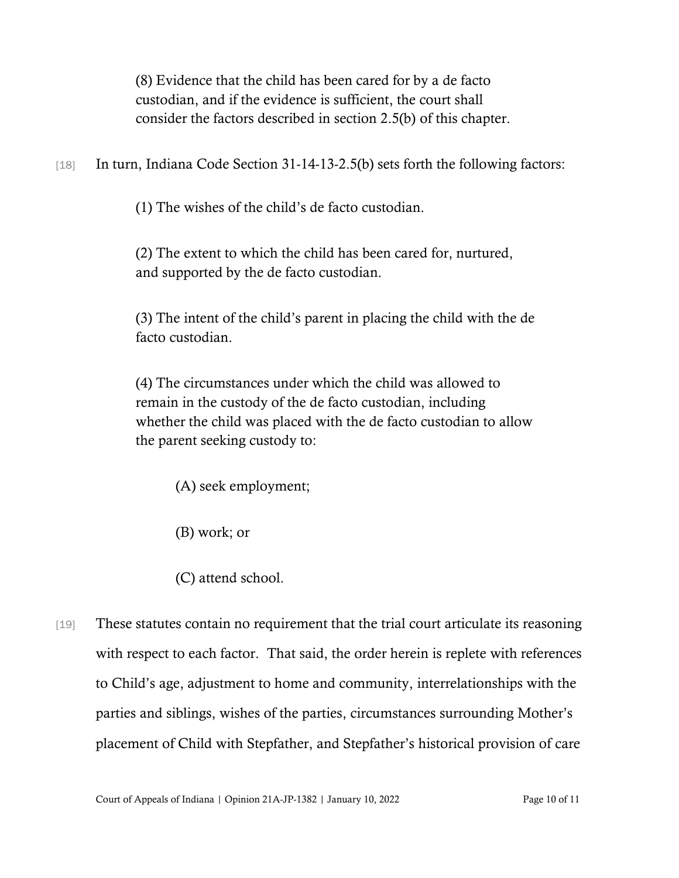> (8) Evidence that the child has been cared for by a de facto custodian, and if the evidence is sufficient, the court shall consider the factors described in section 2.5(b) of this chapter.

[18] In turn, Indiana Code Section 31-14-13-2.5(b) sets forth the following factors:

> (1) The wishes of the child's de facto custodian.
>
> (2) The extent to which the child has been cared for, nurtured, and supported by the de facto custodian.
>
> (3) The intent of the child's parent in placing the child with the de facto custodian.
>
> (4) The circumstances under which the child was allowed to remain in the custody of the de facto custodian, including whether the child was placed with the de facto custodian to allow the parent seeking custody to:
>
> > (A) seek employment;
> >
> > (B) work; or
> >
> > (C) attend school.

[19] These statutes contain no requirement that the trial court articulate its reasoning with respect to each factor. That said, the order herein is replete with references to Child's age, adjustment to home and community, interrelationships with the parties and siblings, wishes of the parties, circumstances surrounding Mother's placement of Child with Stepfather, and Stepfather's historical provision of care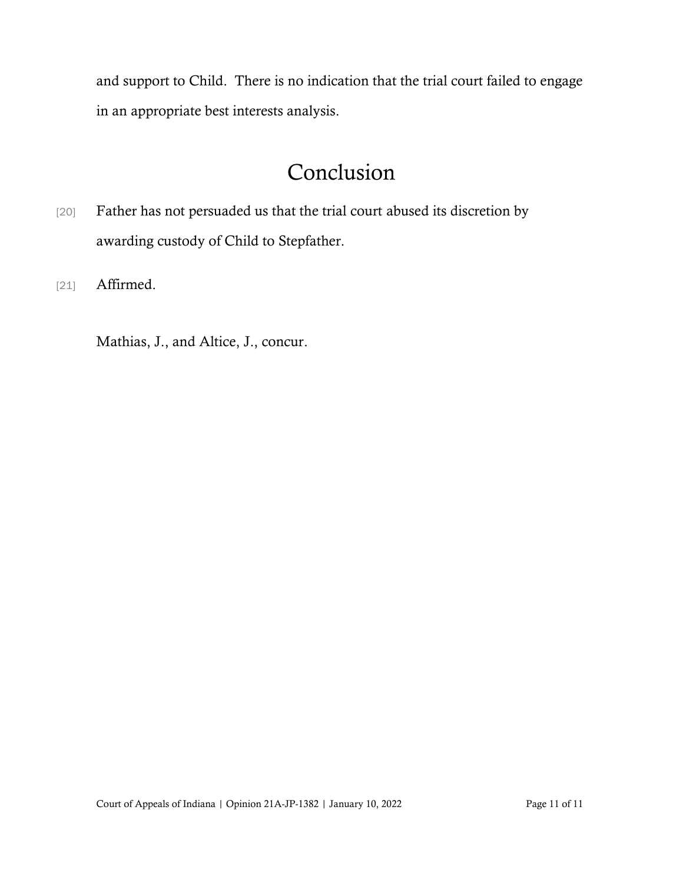and support to Child. There is no indication that the trial court failed to engage in an appropriate best interests analysis.

# Conclusion

[20] Father has not persuaded us that the trial court abused its discretion by awarding custody of Child to Stepfather.

[21] Affirmed.

Mathias, J., and Altice, J., concur.